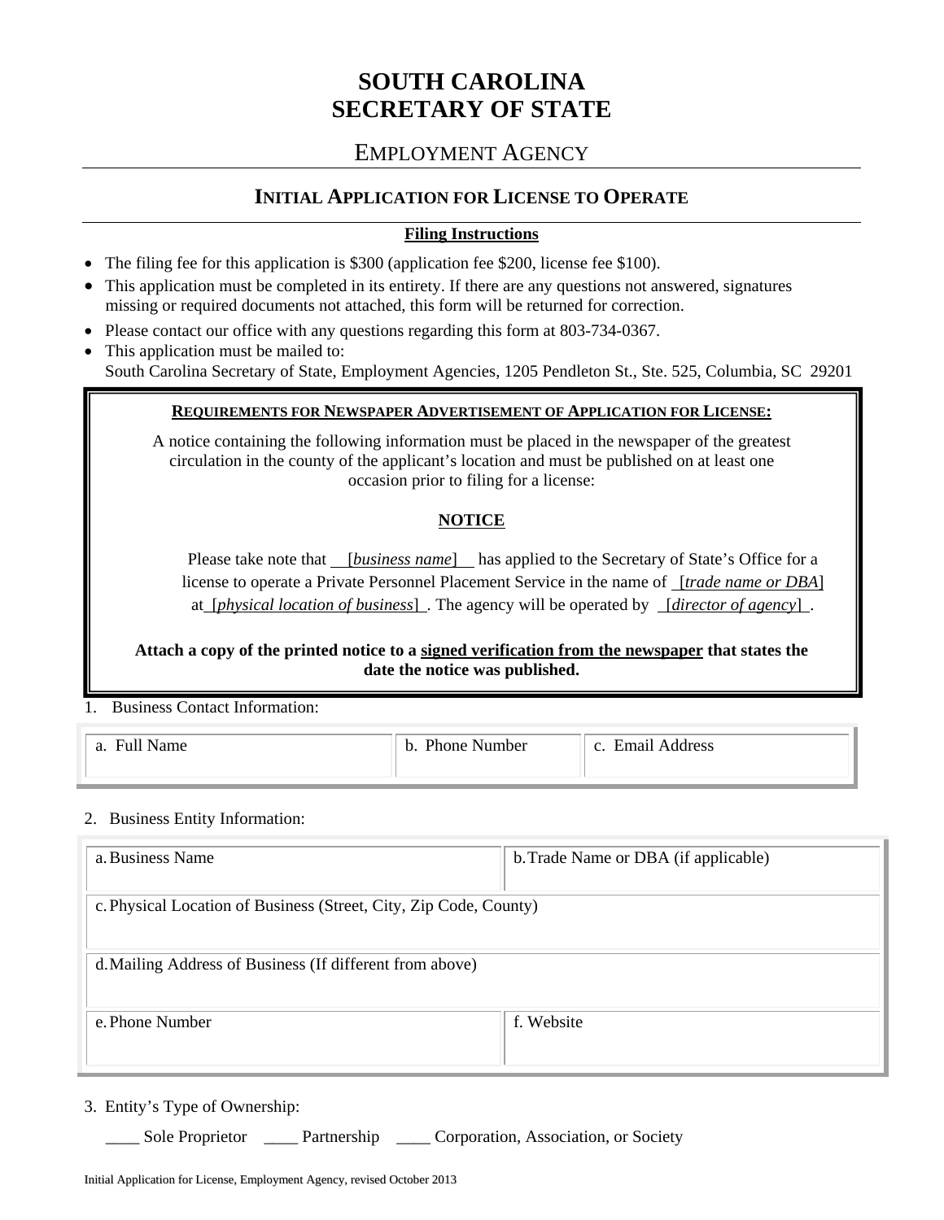# SOUTH CAROLINA
# SECRETARY OF STATE

## EMPLOYMENT AGENCY

### INITIAL APPLICATION FOR LICENSE TO OPERATE

**Filing Instructions**

- The filing fee for this application is $300 (application fee $200, license fee $100).
- This application must be completed in its entirety. If there are any questions not answered, signatures missing or required documents not attached, this form will be returned for correction.
- Please contact our office with any questions regarding this form at 803-734-0367.
- This application must be mailed to:
  South Carolina Secretary of State, Employment Agencies, 1205 Pendleton St., Ste. 525, Columbia, SC 29201

---

**REQUIREMENTS FOR NEWSPAPER ADVERTISEMENT OF APPLICATION FOR LICENSE:**

A notice containing the following information must be placed in the newspaper of the greatest circulation in the county of the applicant's location and must be published on at least one occasion prior to filing for a license:

**NOTICE**

Please take note that [*business name*] has applied to the Secretary of State's Office for a license to operate a Private Personnel Placement Service in the name of [*trade name or DBA*] at [*physical location of business*]. The agency will be operated by [*director of agency*].

**Attach a copy of the printed notice to a signed verification from the newspaper that states the date the notice was published.**

---

1. Business Contact Information:

| a. Full Name | b. Phone Number | c. Email Address |
|---|---|---|
| | | |

2. Business Entity Information:

| a. Business Name | b. Trade Name or DBA (if applicable) |
|---|---|
| c. Physical Location of Business (Street, City, Zip Code, County) | |
| d. Mailing Address of Business (If different from above) | |
| e. Phone Number | f. Website |

3. Entity's Type of Ownership:

____ Sole Proprietor ____ Partnership ____ Corporation, Association, or Society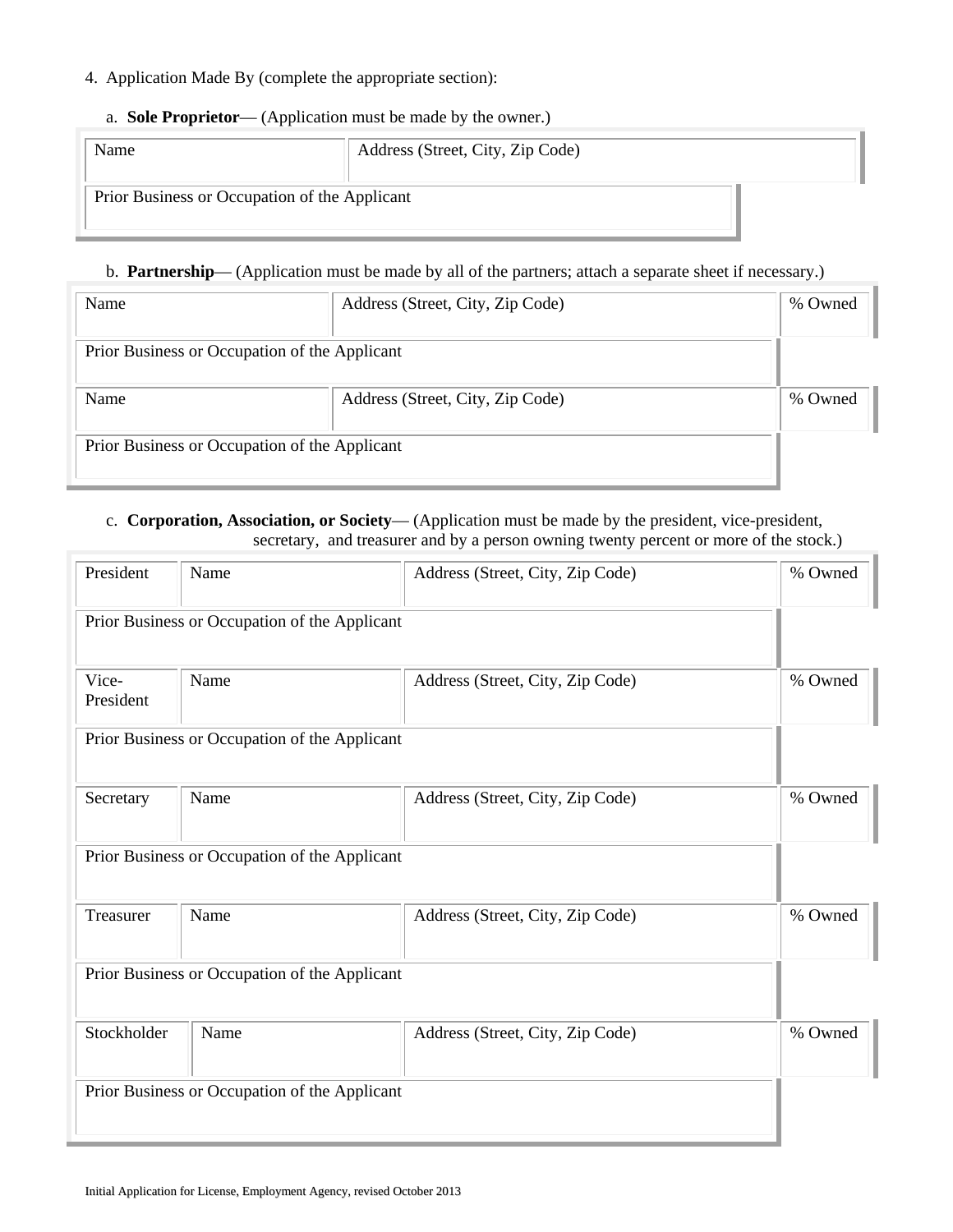4. Application Made By (complete the appropriate section):

a. **Sole Proprietor**— (Application must be made by the owner.)

| Name | Address (Street, City, Zip Code) |
|---|---|
| Prior Business or Occupation of the Applicant | |

b. **Partnership**— (Application must be made by all of the partners; attach a separate sheet if necessary.)

| Name | Address (Street, City, Zip Code) | % Owned |
|---|---|---|
| Prior Business or Occupation of the Applicant | | |
| Name | Address (Street, City, Zip Code) | % Owned |
| Prior Business or Occupation of the Applicant | | |

c. **Corporation, Association, or Society**— (Application must be made by the president, vice-president, secretary, and treasurer and by a person owning twenty percent or more of the stock.)

| | | | |
|---|---|---|---|
| President | Name | Address (Street, City, Zip Code) | % Owned |
| Prior Business or Occupation of the Applicant | | | |
| Vice-President | Name | Address (Street, City, Zip Code) | % Owned |
| Prior Business or Occupation of the Applicant | | | |
| Secretary | Name | Address (Street, City, Zip Code) | % Owned |
| Prior Business or Occupation of the Applicant | | | |
| Treasurer | Name | Address (Street, City, Zip Code) | % Owned |
| Prior Business or Occupation of the Applicant | | | |
| Stockholder | Name | Address (Street, City, Zip Code) | % Owned |
| Prior Business or Occupation of the Applicant | | | |

Initial Application for License, Employment Agency, revised October 2013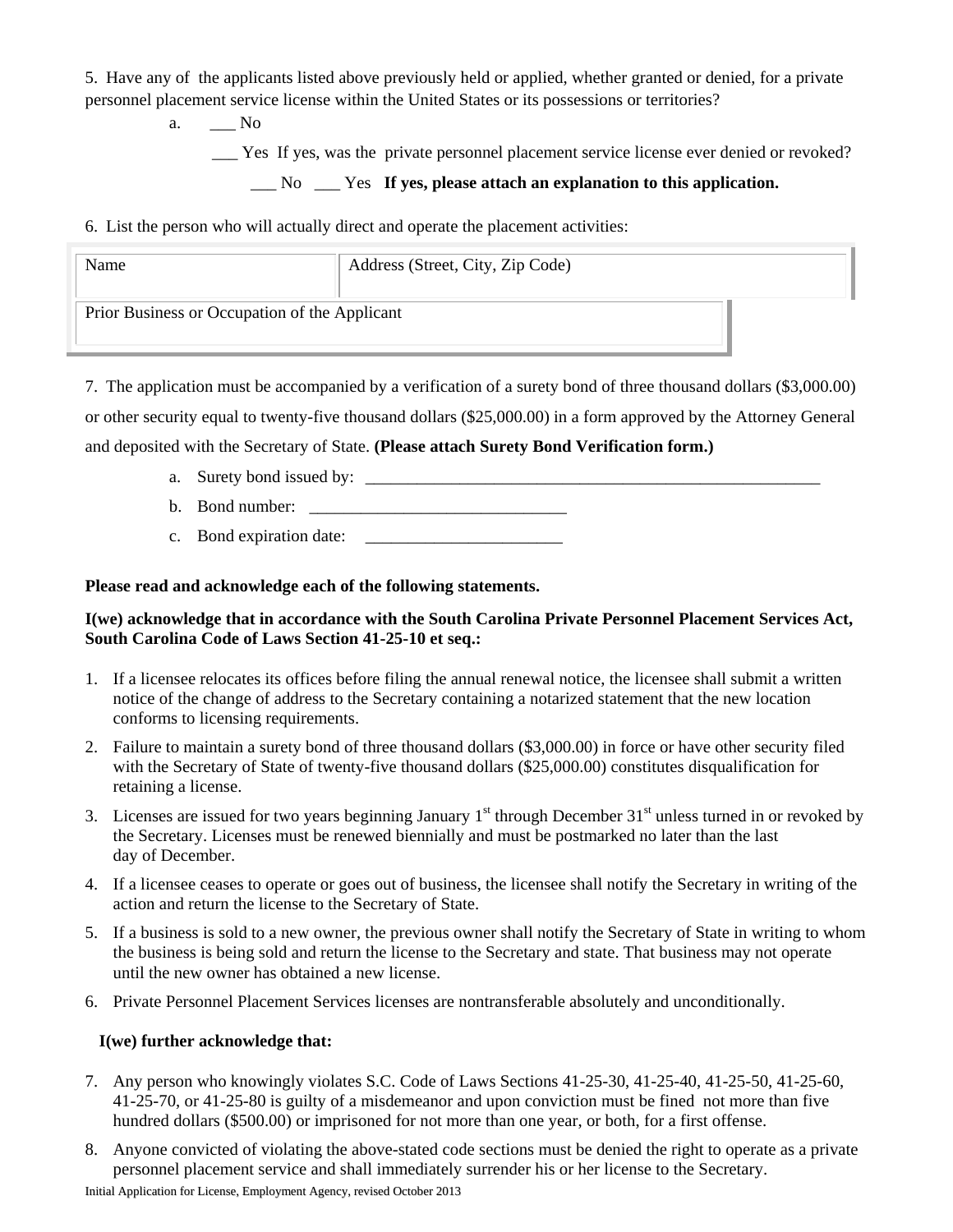5. Have any of the applicants listed above previously held or applied, whether granted or denied, for a private personnel placement service license within the United States or its possessions or territories?

a. ___ No

___ Yes If yes, was the private personnel placement service license ever denied or revoked?

___ No ___ Yes **If yes, please attach an explanation to this application.**

6. List the person who will actually direct and operate the placement activities:

| Name | Address (Street, City, Zip Code) |
|---|---|
| Prior Business or Occupation of the Applicant | |

7. The application must be accompanied by a verification of a surety bond of three thousand dollars ($3,000.00) or other security equal to twenty-five thousand dollars ($25,000.00) in a form approved by the Attorney General and deposited with the Secretary of State. **(Please attach Surety Bond Verification form.)**

a. Surety bond issued by: ___________________________________________________________

b. Bond number: _______________________________

c. Bond expiration date: ________________________

**Please read and acknowledge each of the following statements.**

**I(we) acknowledge that in accordance with the South Carolina Private Personnel Placement Services Act, South Carolina Code of Laws Section 41-25-10 et seq.:**

1. If a licensee relocates its offices before filing the annual renewal notice, the licensee shall submit a written notice of the change of address to the Secretary containing a notarized statement that the new location conforms to licensing requirements.
2. Failure to maintain a surety bond of three thousand dollars ($3,000.00) in force or have other security filed with the Secretary of State of twenty-five thousand dollars ($25,000.00) constitutes disqualification for retaining a license.
3. Licenses are issued for two years beginning January 1st through December 31st unless turned in or revoked by the Secretary. Licenses must be renewed biennially and must be postmarked no later than the last day of December.
4. If a licensee ceases to operate or goes out of business, the licensee shall notify the Secretary in writing of the action and return the license to the Secretary of State.
5. If a business is sold to a new owner, the previous owner shall notify the Secretary of State in writing to whom the business is being sold and return the license to the Secretary and state. That business may not operate until the new owner has obtained a new license.
6. Private Personnel Placement Services licenses are nontransferable absolutely and unconditionally.

**I(we) further acknowledge that:**

7. Any person who knowingly violates S.C. Code of Laws Sections 41-25-30, 41-25-40, 41-25-50, 41-25-60, 41-25-70, or 41-25-80 is guilty of a misdemeanor and upon conviction must be fined not more than five hundred dollars ($500.00) or imprisoned for not more than one year, or both, for a first offense.
8. Anyone convicted of violating the above-stated code sections must be denied the right to operate as a private personnel placement service and shall immediately surrender his or her license to the Secretary.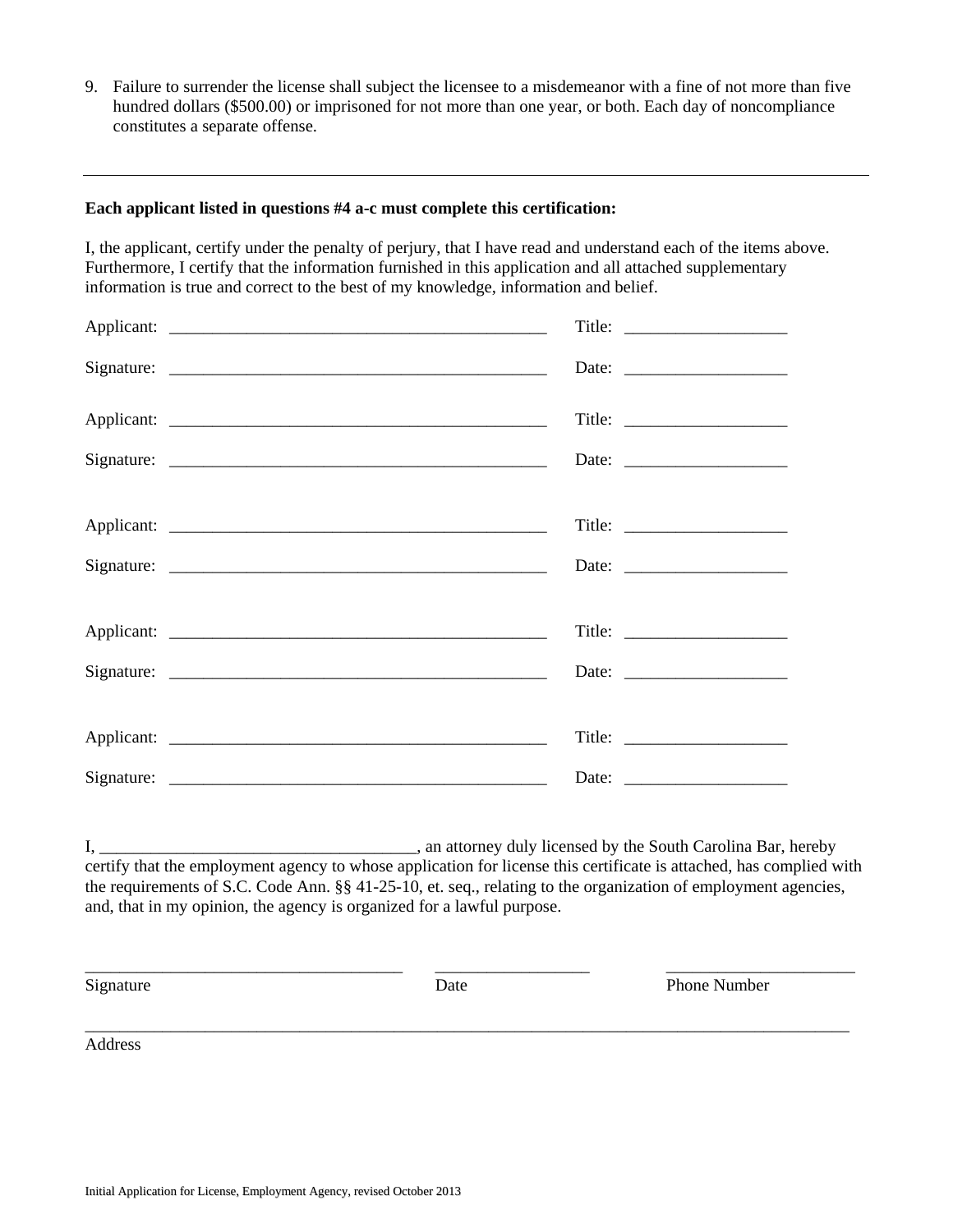9. Failure to surrender the license shall subject the licensee to a misdemeanor with a fine of not more than five hundred dollars ($500.00) or imprisoned for not more than one year, or both. Each day of noncompliance constitutes a separate offense.

---

**Each applicant listed in questions #4 a-c must complete this certification:**

I, the applicant, certify under the penalty of perjury, that I have read and understand each of the items above. Furthermore, I certify that the information furnished in this application and all attached supplementary information is true and correct to the best of my knowledge, information and belief.

Applicant: ______________________________________________ Title: ___________________

Signature: ______________________________________________ Date: ___________________

Applicant: ______________________________________________ Title: ___________________

Signature: ______________________________________________ Date: ___________________

Applicant: ______________________________________________ Title: ___________________

Signature: ______________________________________________ Date: ___________________

Applicant: ______________________________________________ Title: ___________________

Signature: ______________________________________________ Date: ___________________

Applicant: ______________________________________________ Title: ___________________

Signature: ______________________________________________ Date: ___________________

I, _____________________________________, an attorney duly licensed by the South Carolina Bar, hereby certify that the employment agency to whose application for license this certificate is attached, has complied with the requirements of S.C. Code Ann. §§ 41-25-10, et. seq., relating to the organization of employment agencies, and, that in my opinion, the agency is organized for a lawful purpose.

______________________________________ __________________ ______________________

Signature Date Phone Number

_____________________________________________________________________________________________

Address

Initial Application for License, Employment Agency, revised October 2013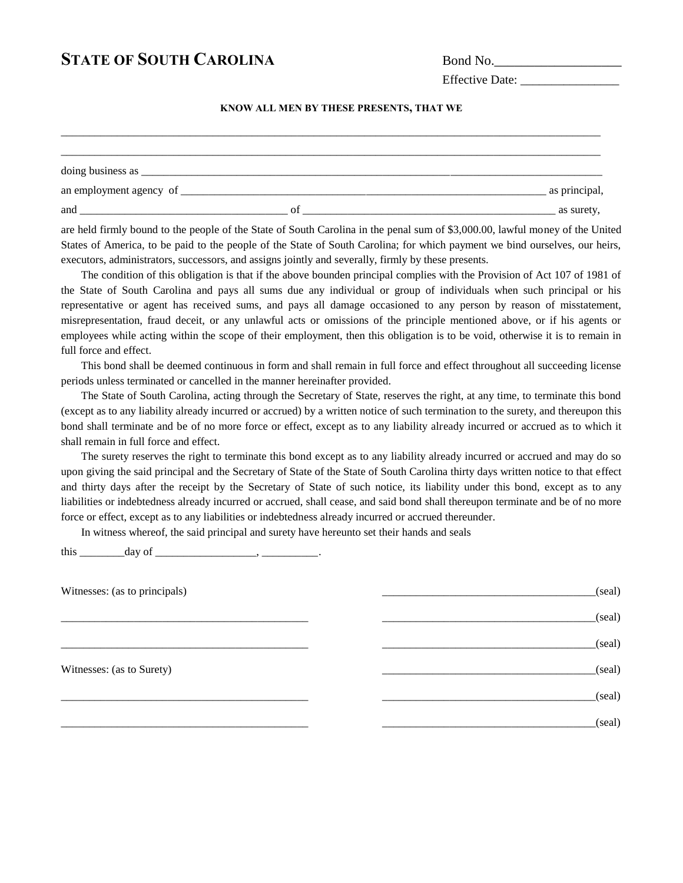# STATE OF SOUTH CAROLINA

Bond No.___________________

Effective Date: ________________

**KNOW ALL MEN BY THESE PRESENTS, THAT WE**

_____________________________________________________________________________________________

_____________________________________________________________________________________________

doing business as ________________________________________________________________________________

an employment agency of _____________________________________________________________ as principal,

and ____________________________________ of ___________________________________________ as surety,

are held firmly bound to the people of the State of South Carolina in the penal sum of $3,000.00, lawful money of the United States of America, to be paid to the people of the State of South Carolina; for which payment we bind ourselves, our heirs, executors, administrators, successors, and assigns jointly and severally, firmly by these presents.

The condition of this obligation is that if the above bounden principal complies with the Provision of Act 107 of 1981 of the State of South Carolina and pays all sums due any individual or group of individuals when such principal or his representative or agent has received sums, and pays all damage occasioned to any person by reason of misstatement, misrepresentation, fraud deceit, or any unlawful acts or omissions of the principle mentioned above, or if his agents or employees while acting within the scope of their employment, then this obligation is to be void, otherwise it is to remain in full force and effect.

This bond shall be deemed continuous in form and shall remain in full force and effect throughout all succeeding license periods unless terminated or cancelled in the manner hereinafter provided.

The State of South Carolina, acting through the Secretary of State, reserves the right, at any time, to terminate this bond (except as to any liability already incurred or accrued) by a written notice of such termination to the surety, and thereupon this bond shall terminate and be of no more force or effect, except as to any liability already incurred or accrued as to which it shall remain in full force and effect.

The surety reserves the right to terminate this bond except as to any liability already incurred or accrued and may do so upon giving the said principal and the Secretary of State of the State of South Carolina thirty days written notice to that effect and thirty days after the receipt by the Secretary of State of such notice, its liability under this bond, except as to any liabilities or indebtedness already incurred or accrued, shall cease, and said bond shall thereupon terminate and be of no more force or effect, except as to any liabilities or indebtedness already incurred or accrued thereunder.

In witness whereof, the said principal and surety have hereunto set their hands and seals

this ________day of __________________, __________.

Witnesses: (as to principals) ______________________________________(seal)

_____________________________________________ ______________________________________(seal)

_____________________________________________ ______________________________________(seal)

Witnesses: (as to Surety) ______________________________________(seal)

_____________________________________________ ______________________________________(seal)

_____________________________________________ ______________________________________(seal)